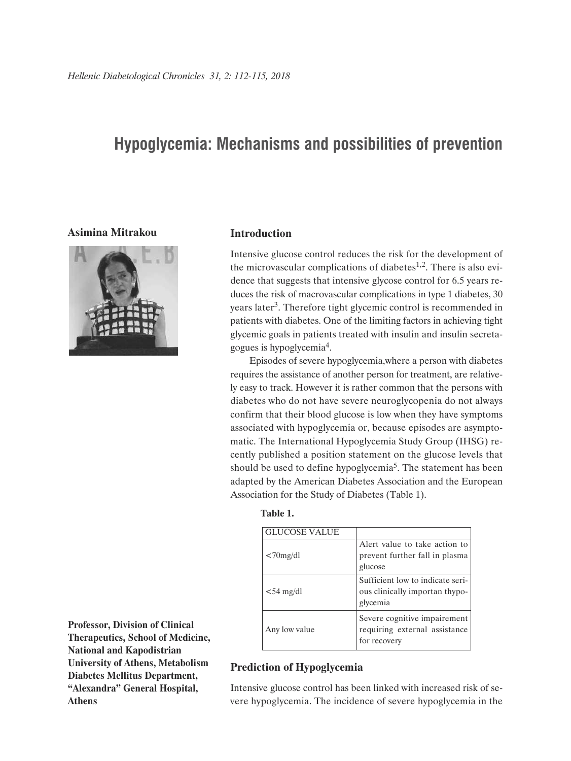# Hypoglycemia: Mechanisms and possibilities of prevention

**Asimina Mitrakou**

**Professor, Division of Clinical Therapeutics, School of Medicine, National and Kapodistrian University of Athens, Metabolism Diabetes Mellitus Department, "Alexandra" General Hospital, Athens**

## Introduction

Intensive glucose control reduces the risk for the development of the microvascular complications of diabetes[1,2]. There is also evidence that suggests that intensive glycose control for 6.5 years reduces the risk of macrovascular complications in type 1 diabetes, 30 years later[3]. Therefore tight glycemic control is recommended in patients with diabetes. One of the limiting factors in achieving tight glycemic goals in patients treated with insulin and insulin secretagogues is hypoglycemia[4].

Episodes of severe hypoglycemia,where a person with diabetes requires the assistance of another person for treatment, are relatively easy to track. However it is rather common that the persons with diabetes who do not have severe neuroglycopenia do not always confirm that their blood glucose is low when they have symptoms associated with hypoglycemia or, because episodes are asymptomatic. The International Hypoglycemia Study Group (IHSG) recently published a position statement on the glucose levels that should be used to define hypoglycemia[5]. The statement has been adapted by the American Diabetes Association and the European Association for the Study of Diabetes (Table 1).

**Table 1.**

| GLUCOSE VALUE | |
|---|---|
| <70mg/dl | Alert value to take action to prevent further fall in plasma glucose |
| <54 mg/dl | Sufficient low to indicate serious clinically importan thypoglycemia |
| Any low value | Severe cognitive impairement requiring external assistance for recovery |

## Prediction of Hypoglycemia

Intensive glucose control has been linked with increased risk of severe hypoglycemia. The incidence of severe hypoglycemia in the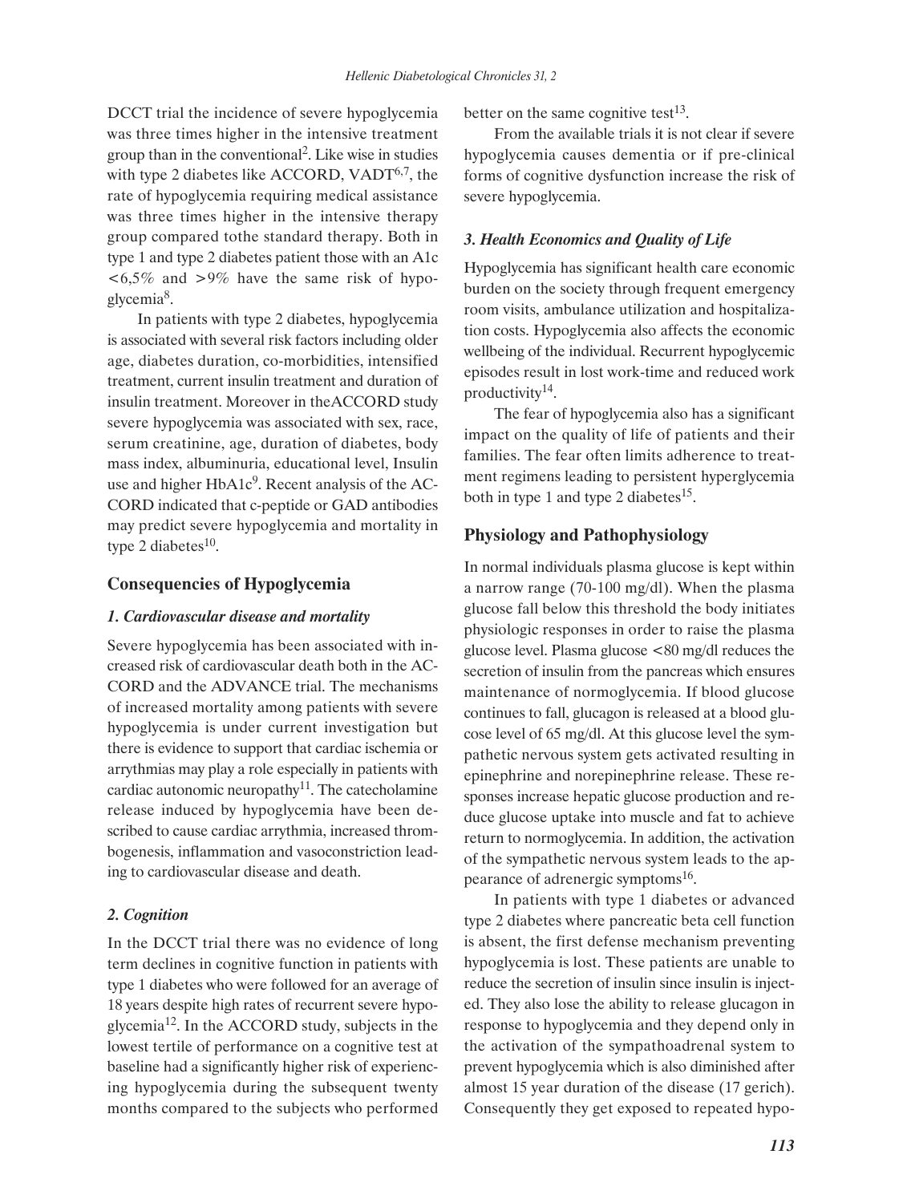DCCT trial the incidence of severe hypoglycemia was three times higher in the intensive treatment group than in the conventional[2]. Like wise in studies with type 2 diabetes like ACCORD, VADT[6,7], the rate of hypoglycemia requiring medical assistance was three times higher in the intensive therapy group compared tothe standard therapy. Both in type 1 and type 2 diabetes patient those with an A1c <6,5% and >9% have the same risk of hypoglycemia[8].

In patients with type 2 diabetes, hypoglycemia is associated with several risk factors including older age, diabetes duration, co-morbidities, intensified treatment, current insulin treatment and duration of insulin treatment. Moreover in theACCORD study severe hypoglycemia was associated with sex, race, serum creatinine, age, duration of diabetes, body mass index, albuminuria, educational level, Insulin use and higher HbA1c[9]. Recent analysis of the ACCORD indicated that c-peptide or GAD antibodies may predict severe hypoglycemia and mortality in type 2 diabetes[10].

## Consequencies of Hypoglycemia

### *1. Cardiovascular disease and mortality*

Severe hypoglycemia has been associated with increased risk of cardiovascular death both in the ACCORD and the ADVANCE trial. The mechanisms of increased mortality among patients with severe hypoglycemia is under current investigation but there is evidence to support that cardiac ischemia or arrythmias may play a role especially in patients with cardiac autonomic neuropathy[11]. The catecholamine release induced by hypoglycemia have been described to cause cardiac arrythmia, increased thrombogenesis, inflammation and vasoconstriction leading to cardiovascular disease and death.

### *2. Cognition*

In the DCCT trial there was no evidence of long term declines in cognitive function in patients with type 1 diabetes who were followed for an average of 18 years despite high rates of recurrent severe hypoglycemia[12]. In the ACCORD study, subjects in the lowest tertile of performance on a cognitive test at baseline had a significantly higher risk of experiencing hypoglycemia during the subsequent twenty months compared to the subjects who performed better on the same cognitive test[13].

From the available trials it is not clear if severe hypoglycemia causes dementia or if pre-clinical forms of cognitive dysfunction increase the risk of severe hypoglycemia.

### *3. Health Economics and Quality of Life*

Hypoglycemia has significant health care economic burden on the society through frequent emergency room visits, ambulance utilization and hospitalization costs. Hypoglycemia also affects the economic wellbeing of the individual. Recurrent hypoglycemic episodes result in lost work-time and reduced work productivity[14].

The fear of hypoglycemia also has a significant impact on the quality of life of patients and their families. The fear often limits adherence to treatment regimens leading to persistent hyperglycemia both in type 1 and type 2 diabetes[15].

## Physiology and Pathophysiology

In normal individuals plasma glucose is kept within a narrow range (70-100 mg/dl). When the plasma glucose fall below this threshold the body initiates physiologic responses in order to raise the plasma glucose level. Plasma glucose <80 mg/dl reduces the secretion of insulin from the pancreas which ensures maintenance of normoglycemia. If blood glucose continues to fall, glucagon is released at a blood glucose level of 65 mg/dl. At this glucose level the sympathetic nervous system gets activated resulting in epinephrine and norepinephrine release. These responses increase hepatic glucose production and reduce glucose uptake into muscle and fat to achieve return to normoglycemia. In addition, the activation of the sympathetic nervous system leads to the appearance of adrenergic symptoms[16].

In patients with type 1 diabetes or advanced type 2 diabetes where pancreatic beta cell function is absent, the first defense mechanism preventing hypoglycemia is lost. These patients are unable to reduce the secretion of insulin since insulin is injected. They also lose the ability to release glucagon in response to hypoglycemia and they depend only in the activation of the sympathoadrenal system to prevent hypoglycemia which is also diminished after almost 15 year duration of the disease (17 gerich). Consequently they get exposed to repeated hypo-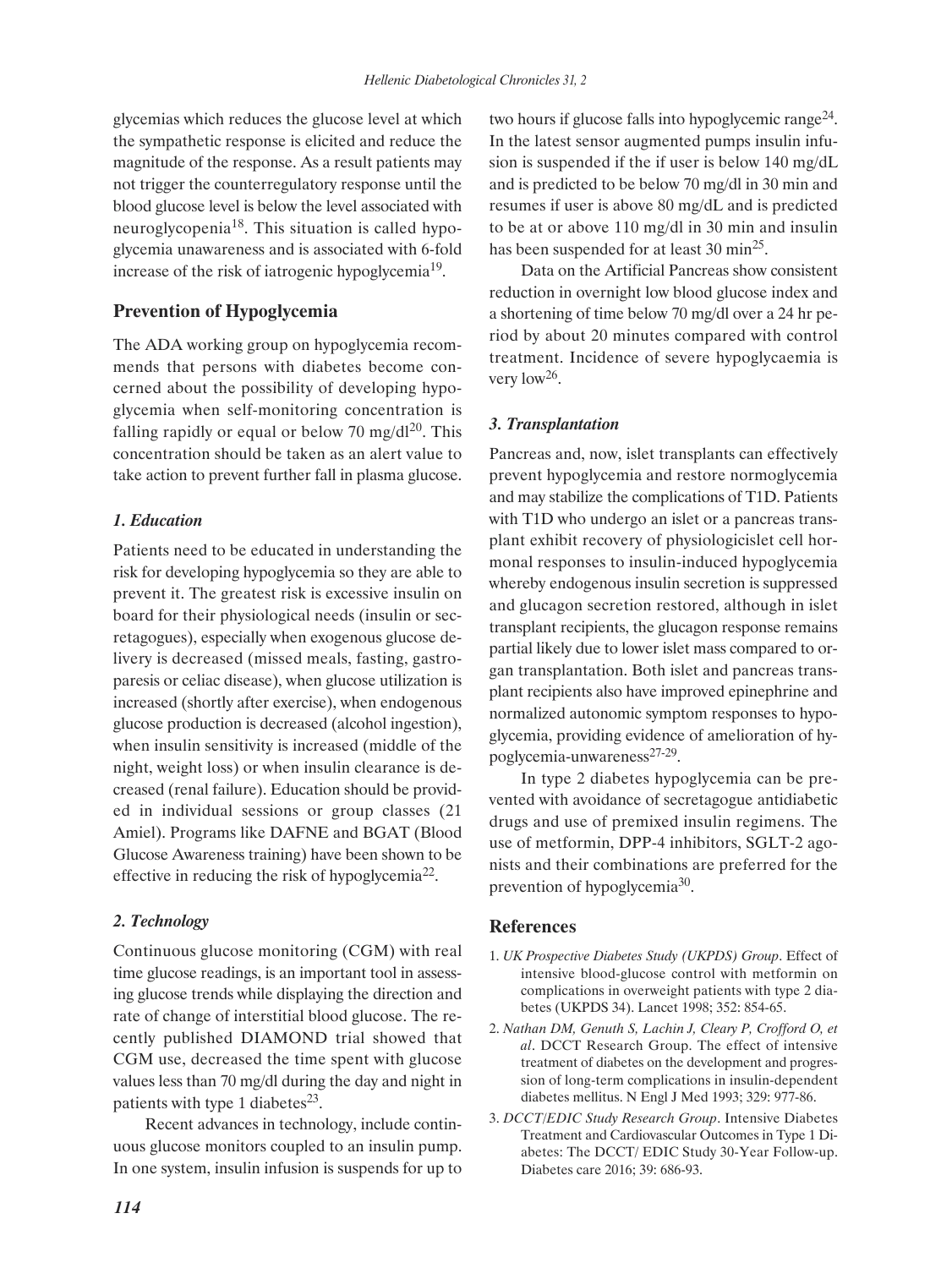glycemias which reduces the glucose level at which the sympathetic response is elicited and reduce the magnitude of the response. As a result patients may not trigger the counterregulatory response until the blood glucose level is below the level associated with neuroglycopenia[18]. This situation is called hypoglycemia unawareness and is associated with 6-fold increase of the risk of iatrogenic hypoglycemia[19].

## Prevention of Hypoglycemia

The ADA working group on hypoglycemia recommends that persons with diabetes become concerned about the possibility of developing hypoglycemia when self-monitoring concentration is falling rapidly or equal or below 70 mg/dl[20]. This concentration should be taken as an alert value to take action to prevent further fall in plasma glucose.

### *1. Education*

Patients need to be educated in understanding the risk for developing hypoglycemia so they are able to prevent it. The greatest risk is excessive insulin on board for their physiological needs (insulin or secretagogues), especially when exogenous glucose delivery is decreased (missed meals, fasting, gastroparesis or celiac disease), when glucose utilization is increased (shortly after exercise), when endogenous glucose production is decreased (alcohol ingestion), when insulin sensitivity is increased (middle of the night, weight loss) or when insulin clearance is decreased (renal failure). Education should be provided in individual sessions or group classes (21 Amiel). Programs like DAFNE and BGAT (Blood Glucose Awareness training) have been shown to be effective in reducing the risk of hypoglycemia[22].

### *2. Technology*

Continuous glucose monitoring (CGM) with real time glucose readings, is an important tool in assessing glucose trends while displaying the direction and rate of change of interstitial blood glucose. The recently published DIAMOND trial showed that CGM use, decreased the time spent with glucose values less than 70 mg/dl during the day and night in patients with type 1 diabetes[23].

Recent advances in technology, include continuous glucose monitors coupled to an insulin pump. In one system, insulin infusion is suspends for up to two hours if glucose falls into hypoglycemic range[24]. In the latest sensor augmented pumps insulin infusion is suspended if the if user is below 140 mg/dL and is predicted to be below 70 mg/dl in 30 min and resumes if user is above 80 mg/dL and is predicted to be at or above 110 mg/dl in 30 min and insulin has been suspended for at least 30 min[25].

Data on the Artificial Pancreas show consistent reduction in overnight low blood glucose index and a shortening of time below 70 mg/dl over a 24 hr period by about 20 minutes compared with control treatment. Incidence of severe hypoglycaemia is very low[26].

### *3. Transplantation*

Pancreas and, now, islet transplants can effectively prevent hypoglycemia and restore normoglycemia and may stabilize the complications of T1D. Patients with T1D who undergo an islet or a pancreas transplant exhibit recovery of physiologicislet cell hormonal responses to insulin-induced hypoglycemia whereby endogenous insulin secretion is suppressed and glucagon secretion restored, although in islet transplant recipients, the glucagon response remains partial likely due to lower islet mass compared to organ transplantation. Both islet and pancreas transplant recipients also have improved epinephrine and normalized autonomic symptom responses to hypoglycemia, providing evidence of amelioration of hypoglycemia-unwareness[27-29].

In type 2 diabetes hypoglycemia can be prevented with avoidance of secretagogue antidiabetic drugs and use of premixed insulin regimens. The use of metformin, DPP-4 inhibitors, SGLT-2 agonists and their combinations are preferred for the prevention of hypoglycemia[30].

## References

1. *UK Prospective Diabetes Study (UKPDS) Group*. Effect of intensive blood-glucose control with metformin on complications in overweight patients with type 2 diabetes (UKPDS 34). Lancet 1998; 352: 854-65.
2. *Nathan DM, Genuth S, Lachin J, Cleary P, Crofford O, et al*. DCCT Research Group. The effect of intensive treatment of diabetes on the development and progression of long-term complications in insulin-dependent diabetes mellitus. N Engl J Med 1993; 329: 977-86.
3. *DCCT/EDIC Study Research Group*. Intensive Diabetes Treatment and Cardiovascular Outcomes in Type 1 Diabetes: The DCCT/ EDIC Study 30-Year Follow-up. Diabetes care 2016; 39: 686-93.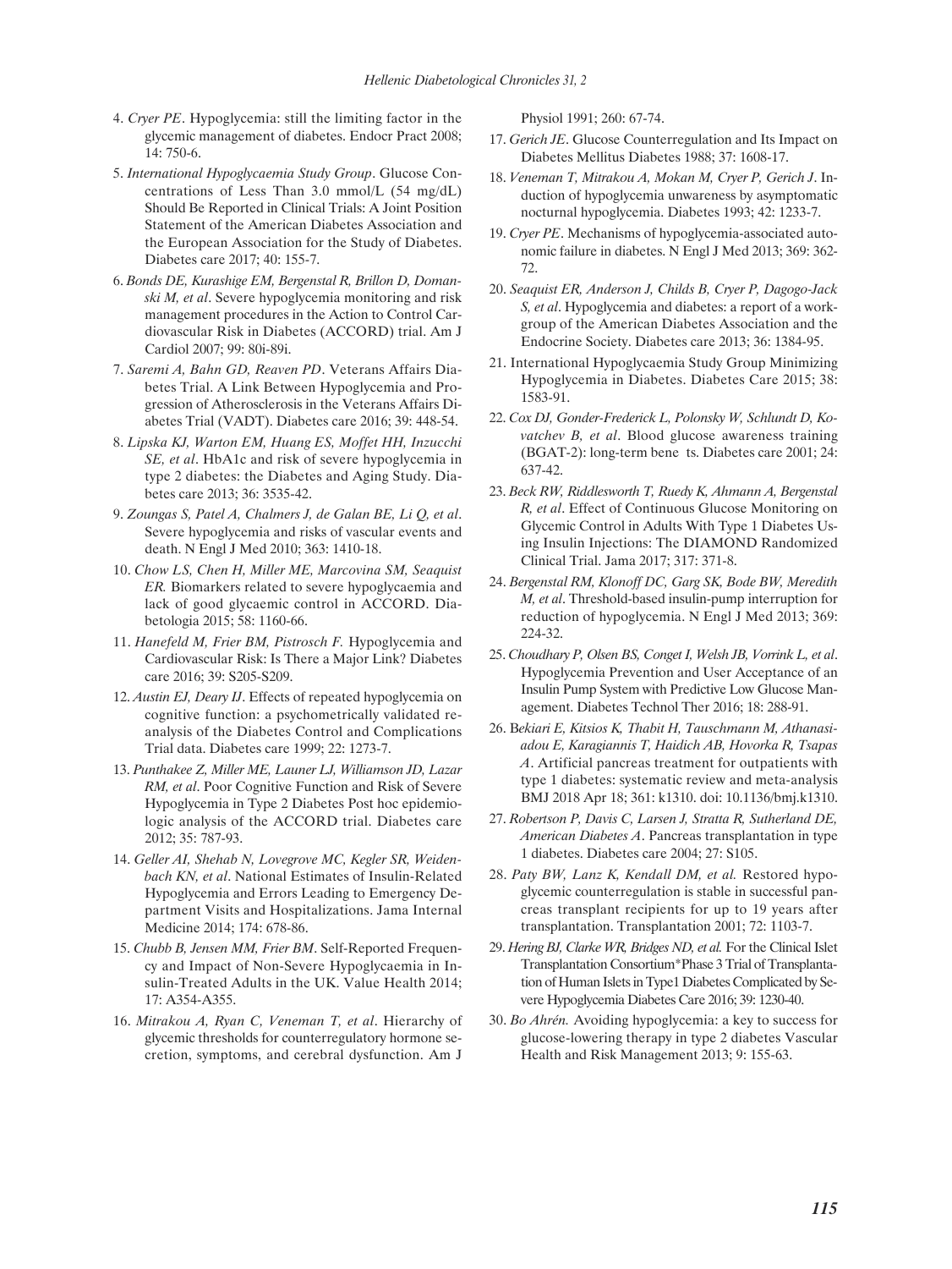4. *Cryer PE*. Hypoglycemia: still the limiting factor in the glycemic management of diabetes. Endocr Pract 2008; 14: 750-6.

5. *International Hypoglycaemia Study Group*. Glucose Concentrations of Less Than 3.0 mmol/L (54 mg/dL) Should Be Reported in Clinical Trials: A Joint Position Statement of the American Diabetes Association and the European Association for the Study of Diabetes. Diabetes care 2017; 40: 155-7.

6. *Bonds DE, Kurashige EM, Bergenstal R, Brillon D, Domanski M, et al*. Severe hypoglycemia monitoring and risk management procedures in the Action to Control Cardiovascular Risk in Diabetes (ACCORD) trial. Am J Cardiol 2007; 99: 80i-89i.

7. *Saremi A, Bahn GD, Reaven PD*. Veterans Affairs Diabetes Trial. A Link Between Hypoglycemia and Progression of Atherosclerosis in the Veterans Affairs Diabetes Trial (VADT). Diabetes care 2016; 39: 448-54.

8. *Lipska KJ, Warton EM, Huang ES, Moffet HH, Inzucchi SE, et al*. HbA1c and risk of severe hypoglycemia in type 2 diabetes: the Diabetes and Aging Study. Diabetes care 2013; 36: 3535-42.

9. *Zoungas S, Patel A, Chalmers J, de Galan BE, Li Q, et al*. Severe hypoglycemia and risks of vascular events and death. N Engl J Med 2010; 363: 1410-18.

10. *Chow LS, Chen H, Miller ME, Marcovina SM, Seaquist ER.* Biomarkers related to severe hypoglycaemia and lack of good glycaemic control in ACCORD. Diabetologia 2015; 58: 1160-66.

11. *Hanefeld M, Frier BM, Pistrosch F.* Hypoglycemia and Cardiovascular Risk: Is There a Major Link? Diabetes care 2016; 39: S205-S209.

12. *Austin EJ, Deary IJ*. Effects of repeated hypoglycemia on cognitive function: a psychometrically validated reanalysis of the Diabetes Control and Complications Trial data. Diabetes care 1999; 22: 1273-7.

13. *Punthakee Z, Miller ME, Launer LJ, Williamson JD, Lazar RM, et al*. Poor Cognitive Function and Risk of Severe Hypoglycemia in Type 2 Diabetes Post hoc epidemiologic analysis of the ACCORD trial. Diabetes care 2012; 35: 787-93.

14. *Geller AI, Shehab N, Lovegrove MC, Kegler SR, Weidenbach KN, et al*. National Estimates of Insulin-Related Hypoglycemia and Errors Leading to Emergency Department Visits and Hospitalizations. Jama Internal Medicine 2014; 174: 678-86.

15. *Chubb B, Jensen MM, Frier BM*. Self-Reported Frequency and Impact of Non-Severe Hypoglycaemia in Insulin-Treated Adults in the UK. Value Health 2014; 17: A354-A355.

16. *Mitrakou A, Ryan C, Veneman T, et al*. Hierarchy of glycemic thresholds for counterregulatory hormone secretion, symptoms, and cerebral dysfunction. Am J Physiol 1991; 260: 67-74.

17. *Gerich JE*. Glucose Counterregulation and Its Impact on Diabetes Mellitus Diabetes 1988; 37: 1608-17.

18. *Veneman T, Mitrakou A, Mokan M, Cryer P, Gerich J*. Induction of hypoglycemia unawareness by asymptomatic nocturnal hypoglycemia. Diabetes 1993; 42: 1233-7.

19. *Cryer PE*. Mechanisms of hypoglycemia-associated autonomic failure in diabetes. N Engl J Med 2013; 369: 362-72.

20. *Seaquist ER, Anderson J, Childs B, Cryer P, Dagogo-Jack S, et al*. Hypoglycemia and diabetes: a report of a workgroup of the American Diabetes Association and the Endocrine Society. Diabetes care 2013; 36: 1384-95.

21. International Hypoglycaemia Study Group Minimizing Hypoglycemia in Diabetes. Diabetes Care 2015; 38: 1583-91.

22. *Cox DJ, Gonder-Frederick L, Polonsky W, Schlundt D, Kovatchev B, et al*. Blood glucose awareness training (BGAT-2): long-term bene ts. Diabetes care 2001; 24: 637-42.

23. *Beck RW, Riddlesworth T, Ruedy K, Ahmann A, Bergenstal R, et al*. Effect of Continuous Glucose Monitoring on Glycemic Control in Adults With Type 1 Diabetes Using Insulin Injections: The DIAMOND Randomized Clinical Trial. Jama 2017; 317: 371-8.

24. *Bergenstal RM, Klonoff DC, Garg SK, Bode BW, Meredith M, et al*. Threshold-based insulin-pump interruption for reduction of hypoglycemia. N Engl J Med 2013; 369: 224-32.

25. *Choudhary P, Olsen BS, Conget I, Welsh JB, Vorrink L, et al*. Hypoglycemia Prevention and User Acceptance of an Insulin Pump System with Predictive Low Glucose Management. Diabetes Technol Ther 2016; 18: 288-91.

26. B*ekiari E, Kitsios K, Thabit H, Tauschmann M, Athanasiadou E, Karagiannis T, Haidich AB, Hovorka R, Tsapas A*. Artificial pancreas treatment for outpatients with type 1 diabetes: systematic review and meta-analysis BMJ 2018 Apr 18; 361: k1310. doi: 10.1136/bmj.k1310.

27. *Robertson P, Davis C, Larsen J, Stratta R, Sutherland DE, American Diabetes A*. Pancreas transplantation in type 1 diabetes. Diabetes care 2004; 27: S105.

28. *Paty BW, Lanz K, Kendall DM, et al.* Restored hypoglycemic counterregulation is stable in successful pancreas transplant recipients for up to 19 years after transplantation. Transplantation 2001; 72: 1103-7.

29. *Hering BJ, Clarke WR, Bridges ND, et al.* For the Clinical Islet Transplantation Consortium*Phase 3 Trial of Transplantation of Human Islets in Type1 Diabetes Complicated by Severe Hypoglycemia Diabetes Care 2016; 39: 1230-40.

30. *Bo Ahrén.* Avoiding hypoglycemia: a key to success for glucose-lowering therapy in type 2 diabetes Vascular Health and Risk Management 2013; 9: 155-63.